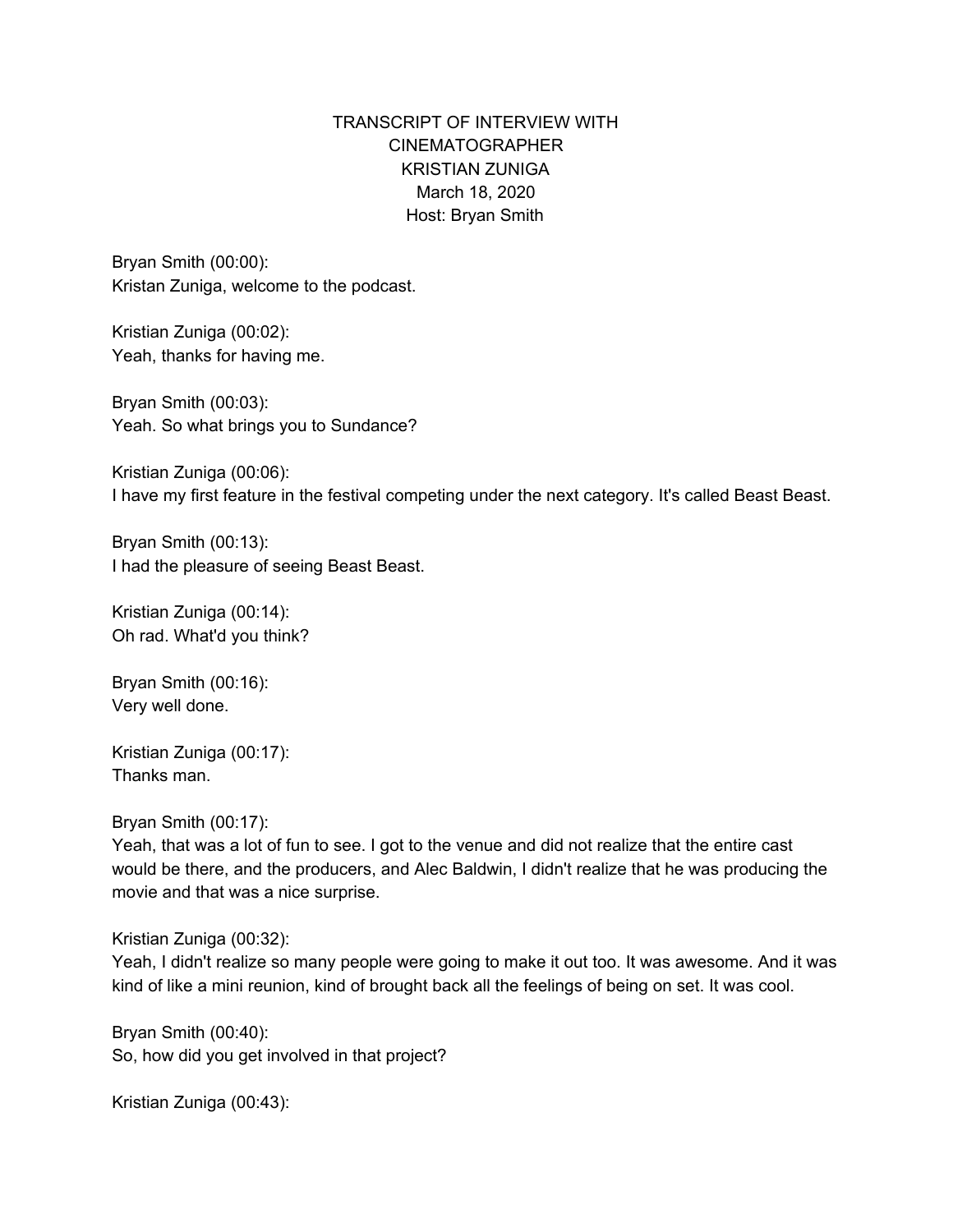TRANSCRIPT OF INTERVIEW WITH
CINEMATOGRAPHER
KRISTIAN ZUNIGA
March 18, 2020
Host: Bryan Smith

Bryan Smith (00:00):
Kristan Zuniga, welcome to the podcast.

Kristian Zuniga (00:02):
Yeah, thanks for having me.

Bryan Smith (00:03):
Yeah. So what brings you to Sundance?

Kristian Zuniga (00:06):
I have my first feature in the festival competing under the next category. It's called Beast Beast.

Bryan Smith (00:13):
I had the pleasure of seeing Beast Beast.

Kristian Zuniga (00:14):
Oh rad. What'd you think?

Bryan Smith (00:16):
Very well done.

Kristian Zuniga (00:17):
Thanks man.

Bryan Smith (00:17):
Yeah, that was a lot of fun to see. I got to the venue and did not realize that the entire cast would be there, and the producers, and Alec Baldwin, I didn't realize that he was producing the movie and that was a nice surprise.

Kristian Zuniga (00:32):
Yeah, I didn't realize so many people were going to make it out too. It was awesome. And it was kind of like a mini reunion, kind of brought back all the feelings of being on set. It was cool.

Bryan Smith (00:40):
So, how did you get involved in that project?

Kristian Zuniga (00:43):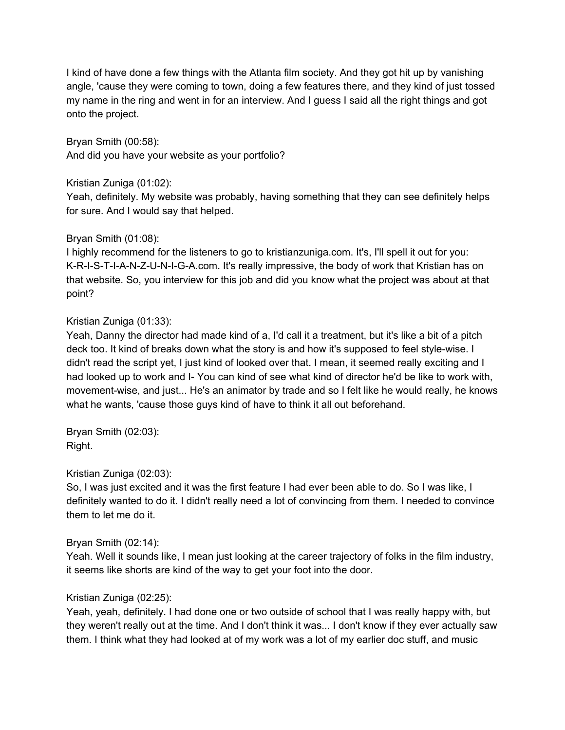I kind of have done a few things with the Atlanta film society. And they got hit up by vanishing angle, 'cause they were coming to town, doing a few features there, and they kind of just tossed my name in the ring and went in for an interview. And I guess I said all the right things and got onto the project.

Bryan Smith (00:58):
And did you have your website as your portfolio?

Kristian Zuniga (01:02):
Yeah, definitely. My website was probably, having something that they can see definitely helps for sure. And I would say that helped.

Bryan Smith (01:08):
I highly recommend for the listeners to go to kristianzuniga.com. It's, I'll spell it out for you: K-R-I-S-T-I-A-N-Z-U-N-I-G-A.com. It's really impressive, the body of work that Kristian has on that website. So, you interview for this job and did you know what the project was about at that point?

Kristian Zuniga (01:33):
Yeah, Danny the director had made kind of a, I'd call it a treatment, but it's like a bit of a pitch deck too. It kind of breaks down what the story is and how it's supposed to feel style-wise. I didn't read the script yet, I just kind of looked over that. I mean, it seemed really exciting and I had looked up to work and I- You can kind of see what kind of director he'd be like to work with, movement-wise, and just... He's an animator by trade and so I felt like he would really, he knows what he wants, 'cause those guys kind of have to think it all out beforehand.

Bryan Smith (02:03):
Right.

Kristian Zuniga (02:03):
So, I was just excited and it was the first feature I had ever been able to do. So I was like, I definitely wanted to do it. I didn't really need a lot of convincing from them. I needed to convince them to let me do it.

Bryan Smith (02:14):
Yeah. Well it sounds like, I mean just looking at the career trajectory of folks in the film industry, it seems like shorts are kind of the way to get your foot into the door.

Kristian Zuniga (02:25):
Yeah, yeah, definitely. I had done one or two outside of school that I was really happy with, but they weren't really out at the time. And I don't think it was... I don't know if they ever actually saw them. I think what they had looked at of my work was a lot of my earlier doc stuff, and music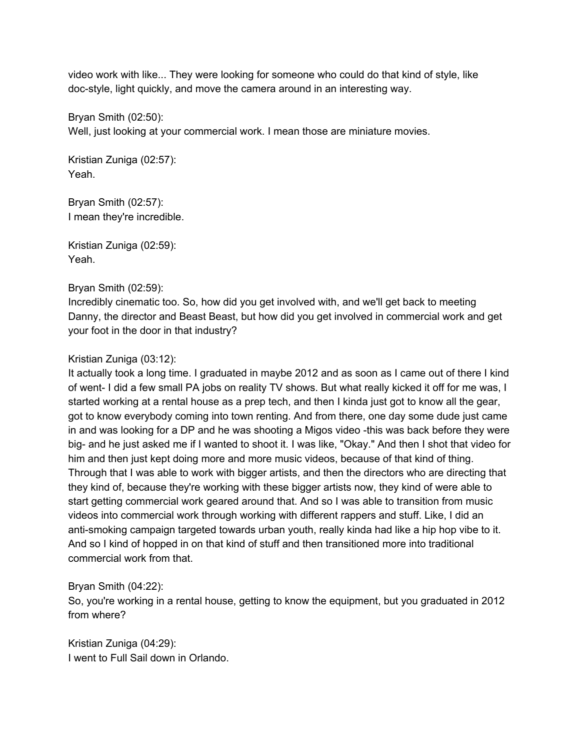video work with like... They were looking for someone who could do that kind of style, like doc-style, light quickly, and move the camera around in an interesting way.

Bryan Smith (02:50):
Well, just looking at your commercial work. I mean those are miniature movies.

Kristian Zuniga (02:57):
Yeah.

Bryan Smith (02:57):
I mean they're incredible.

Kristian Zuniga (02:59):
Yeah.

Bryan Smith (02:59):
Incredibly cinematic too. So, how did you get involved with, and we'll get back to meeting Danny, the director and Beast Beast, but how did you get involved in commercial work and get your foot in the door in that industry?

Kristian Zuniga (03:12):
It actually took a long time. I graduated in maybe 2012 and as soon as I came out of there I kind of went- I did a few small PA jobs on reality TV shows. But what really kicked it off for me was, I started working at a rental house as a prep tech, and then I kinda just got to know all the gear, got to know everybody coming into town renting. And from there, one day some dude just came in and was looking for a DP and he was shooting a Migos video -this was back before they were big- and he just asked me if I wanted to shoot it. I was like, "Okay." And then I shot that video for him and then just kept doing more and more music videos, because of that kind of thing. Through that I was able to work with bigger artists, and then the directors who are directing that they kind of, because they're working with these bigger artists now, they kind of were able to start getting commercial work geared around that. And so I was able to transition from music videos into commercial work through working with different rappers and stuff. Like, I did an anti-smoking campaign targeted towards urban youth, really kinda had like a hip hop vibe to it. And so I kind of hopped in on that kind of stuff and then transitioned more into traditional commercial work from that.

Bryan Smith (04:22):
So, you're working in a rental house, getting to know the equipment, but you graduated in 2012 from where?

Kristian Zuniga (04:29):
I went to Full Sail down in Orlando.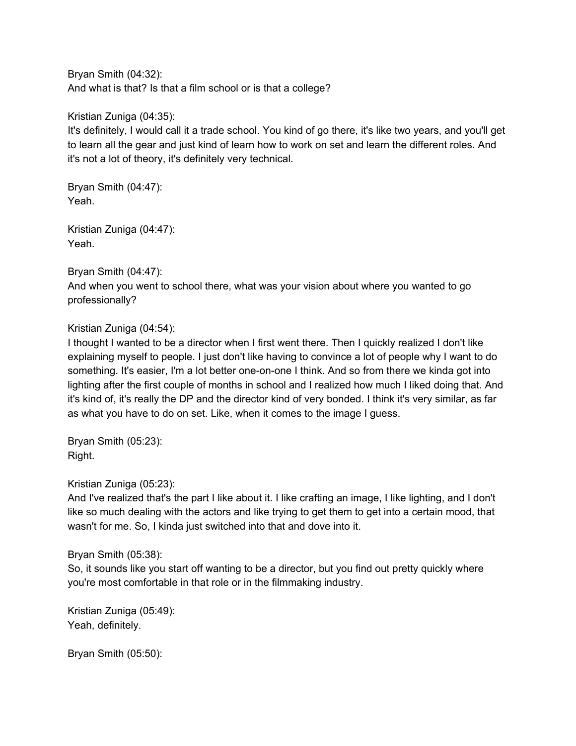Bryan Smith (04:32):
And what is that? Is that a film school or is that a college?

Kristian Zuniga (04:35):
It's definitely, I would call it a trade school. You kind of go there, it's like two years, and you'll get to learn all the gear and just kind of learn how to work on set and learn the different roles. And it's not a lot of theory, it's definitely very technical.

Bryan Smith (04:47):
Yeah.

Kristian Zuniga (04:47):
Yeah.

Bryan Smith (04:47):
And when you went to school there, what was your vision about where you wanted to go professionally?

Kristian Zuniga (04:54):
I thought I wanted to be a director when I first went there. Then I quickly realized I don't like explaining myself to people. I just don't like having to convince a lot of people why I want to do something. It's easier, I'm a lot better one-on-one I think. And so from there we kinda got into lighting after the first couple of months in school and I realized how much I liked doing that. And it's kind of, it's really the DP and the director kind of very bonded. I think it's very similar, as far as what you have to do on set. Like, when it comes to the image I guess.

Bryan Smith (05:23):
Right.

Kristian Zuniga (05:23):
And I've realized that's the part I like about it. I like crafting an image, I like lighting, and I don't like so much dealing with the actors and like trying to get them to get into a certain mood, that wasn't for me. So, I kinda just switched into that and dove into it.

Bryan Smith (05:38):
So, it sounds like you start off wanting to be a director, but you find out pretty quickly where you're most comfortable in that role or in the filmmaking industry.

Kristian Zuniga (05:49):
Yeah, definitely.

Bryan Smith (05:50):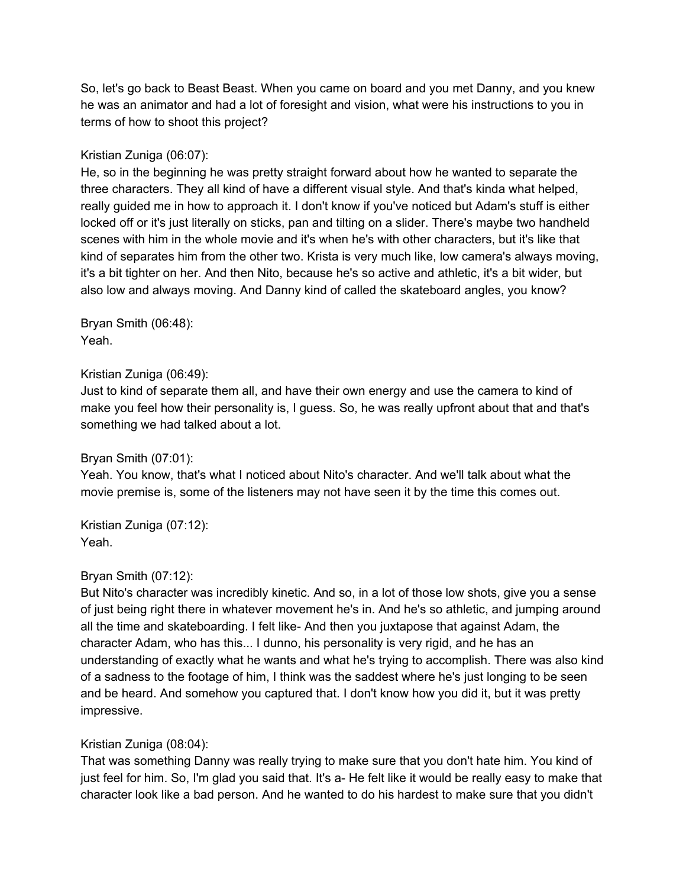So, let's go back to Beast Beast. When you came on board and you met Danny, and you knew he was an animator and had a lot of foresight and vision, what were his instructions to you in terms of how to shoot this project?

Kristian Zuniga (06:07):
He, so in the beginning he was pretty straight forward about how he wanted to separate the three characters. They all kind of have a different visual style. And that's kinda what helped, really guided me in how to approach it. I don't know if you've noticed but Adam's stuff is either locked off or it's just literally on sticks, pan and tilting on a slider. There's maybe two handheld scenes with him in the whole movie and it's when he's with other characters, but it's like that kind of separates him from the other two. Krista is very much like, low camera's always moving, it's a bit tighter on her. And then Nito, because he's so active and athletic, it's a bit wider, but also low and always moving. And Danny kind of called the skateboard angles, you know?

Bryan Smith (06:48):
Yeah.

Kristian Zuniga (06:49):
Just to kind of separate them all, and have their own energy and use the camera to kind of make you feel how their personality is, I guess. So, he was really upfront about that and that's something we had talked about a lot.

Bryan Smith (07:01):
Yeah. You know, that's what I noticed about Nito's character. And we'll talk about what the movie premise is, some of the listeners may not have seen it by the time this comes out.

Kristian Zuniga (07:12):
Yeah.

Bryan Smith (07:12):
But Nito's character was incredibly kinetic. And so, in a lot of those low shots, give you a sense of just being right there in whatever movement he's in. And he's so athletic, and jumping around all the time and skateboarding. I felt like- And then you juxtapose that against Adam, the character Adam, who has this... I dunno, his personality is very rigid, and he has an understanding of exactly what he wants and what he's trying to accomplish. There was also kind of a sadness to the footage of him, I think was the saddest where he's just longing to be seen and be heard. And somehow you captured that. I don't know how you did it, but it was pretty impressive.

Kristian Zuniga (08:04):
That was something Danny was really trying to make sure that you don't hate him. You kind of just feel for him. So, I'm glad you said that. It's a- He felt like it would be really easy to make that character look like a bad person. And he wanted to do his hardest to make sure that you didn't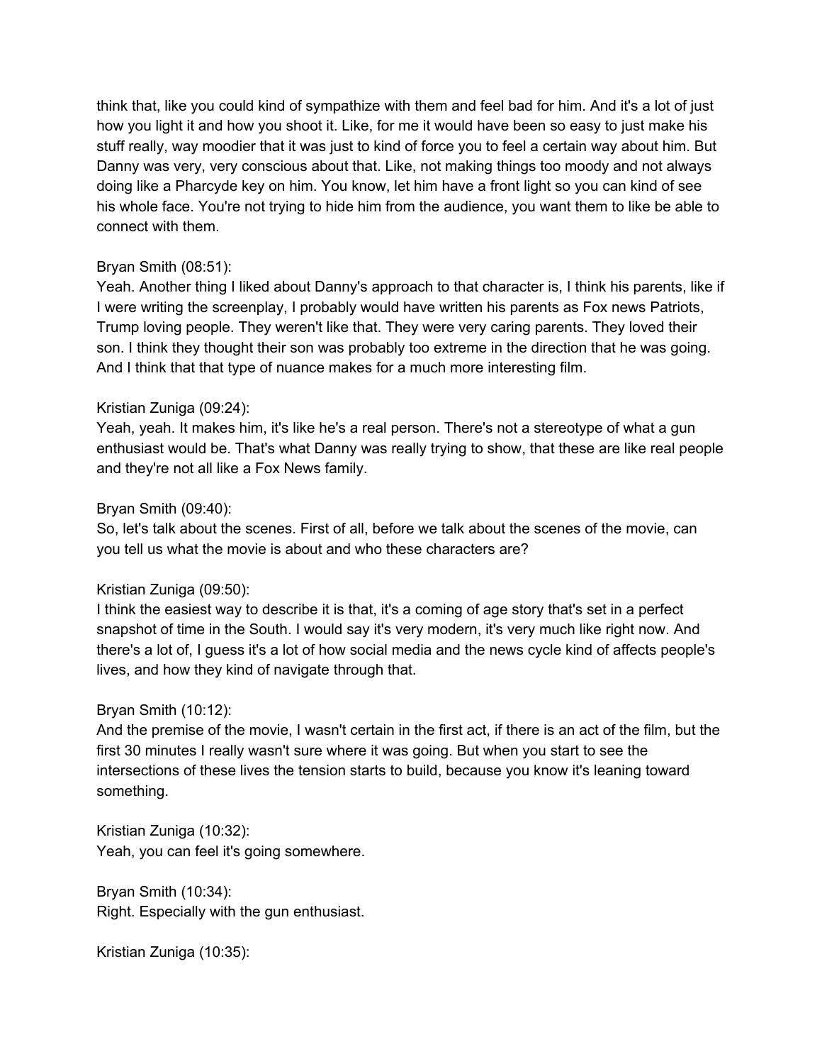think that, like you could kind of sympathize with them and feel bad for him. And it's a lot of just how you light it and how you shoot it. Like, for me it would have been so easy to just make his stuff really, way moodier that it was just to kind of force you to feel a certain way about him. But Danny was very, very conscious about that. Like, not making things too moody and not always doing like a Pharcyde key on him. You know, let him have a front light so you can kind of see his whole face. You're not trying to hide him from the audience, you want them to like be able to connect with them.

Bryan Smith (08:51):
Yeah. Another thing I liked about Danny's approach to that character is, I think his parents, like if I were writing the screenplay, I probably would have written his parents as Fox news Patriots, Trump loving people. They weren't like that. They were very caring parents. They loved their son. I think they thought their son was probably too extreme in the direction that he was going. And I think that that type of nuance makes for a much more interesting film.

Kristian Zuniga (09:24):
Yeah, yeah. It makes him, it's like he's a real person. There's not a stereotype of what a gun enthusiast would be. That's what Danny was really trying to show, that these are like real people and they're not all like a Fox News family.

Bryan Smith (09:40):
So, let's talk about the scenes. First of all, before we talk about the scenes of the movie, can you tell us what the movie is about and who these characters are?

Kristian Zuniga (09:50):
I think the easiest way to describe it is that, it's a coming of age story that's set in a perfect snapshot of time in the South. I would say it's very modern, it's very much like right now. And there's a lot of, I guess it's a lot of how social media and the news cycle kind of affects people's lives, and how they kind of navigate through that.

Bryan Smith (10:12):
And the premise of the movie, I wasn't certain in the first act, if there is an act of the film, but the first 30 minutes I really wasn't sure where it was going. But when you start to see the intersections of these lives the tension starts to build, because you know it's leaning toward something.

Kristian Zuniga (10:32):
Yeah, you can feel it's going somewhere.

Bryan Smith (10:34):
Right. Especially with the gun enthusiast.

Kristian Zuniga (10:35):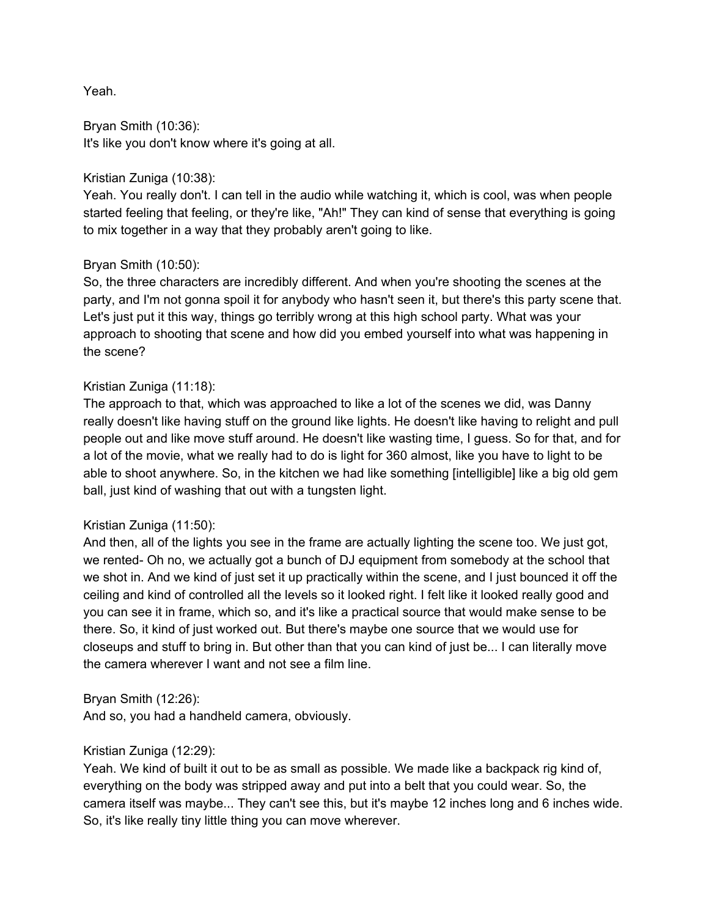Yeah.

Bryan Smith (10:36):
It's like you don't know where it's going at all.

Kristian Zuniga (10:38):
Yeah. You really don't. I can tell in the audio while watching it, which is cool, was when people started feeling that feeling, or they're like, "Ah!" They can kind of sense that everything is going to mix together in a way that they probably aren't going to like.

Bryan Smith (10:50):
So, the three characters are incredibly different. And when you're shooting the scenes at the party, and I'm not gonna spoil it for anybody who hasn't seen it, but there's this party scene that. Let's just put it this way, things go terribly wrong at this high school party. What was your approach to shooting that scene and how did you embed yourself into what was happening in the scene?

Kristian Zuniga (11:18):
The approach to that, which was approached to like a lot of the scenes we did, was Danny really doesn't like having stuff on the ground like lights. He doesn't like having to relight and pull people out and like move stuff around. He doesn't like wasting time, I guess. So for that, and for a lot of the movie, what we really had to do is light for 360 almost, like you have to light to be able to shoot anywhere. So, in the kitchen we had like something [intelligible] like a big old gem ball, just kind of washing that out with a tungsten light.

Kristian Zuniga (11:50):
And then, all of the lights you see in the frame are actually lighting the scene too. We just got, we rented- Oh no, we actually got a bunch of DJ equipment from somebody at the school that we shot in. And we kind of just set it up practically within the scene, and I just bounced it off the ceiling and kind of controlled all the levels so it looked right. I felt like it looked really good and you can see it in frame, which so, and it's like a practical source that would make sense to be there. So, it kind of just worked out. But there's maybe one source that we would use for closeups and stuff to bring in. But other than that you can kind of just be... I can literally move the camera wherever I want and not see a film line.

Bryan Smith (12:26):
And so, you had a handheld camera, obviously.

Kristian Zuniga (12:29):
Yeah. We kind of built it out to be as small as possible. We made like a backpack rig kind of, everything on the body was stripped away and put into a belt that you could wear. So, the camera itself was maybe... They can't see this, but it's maybe 12 inches long and 6 inches wide. So, it's like really tiny little thing you can move wherever.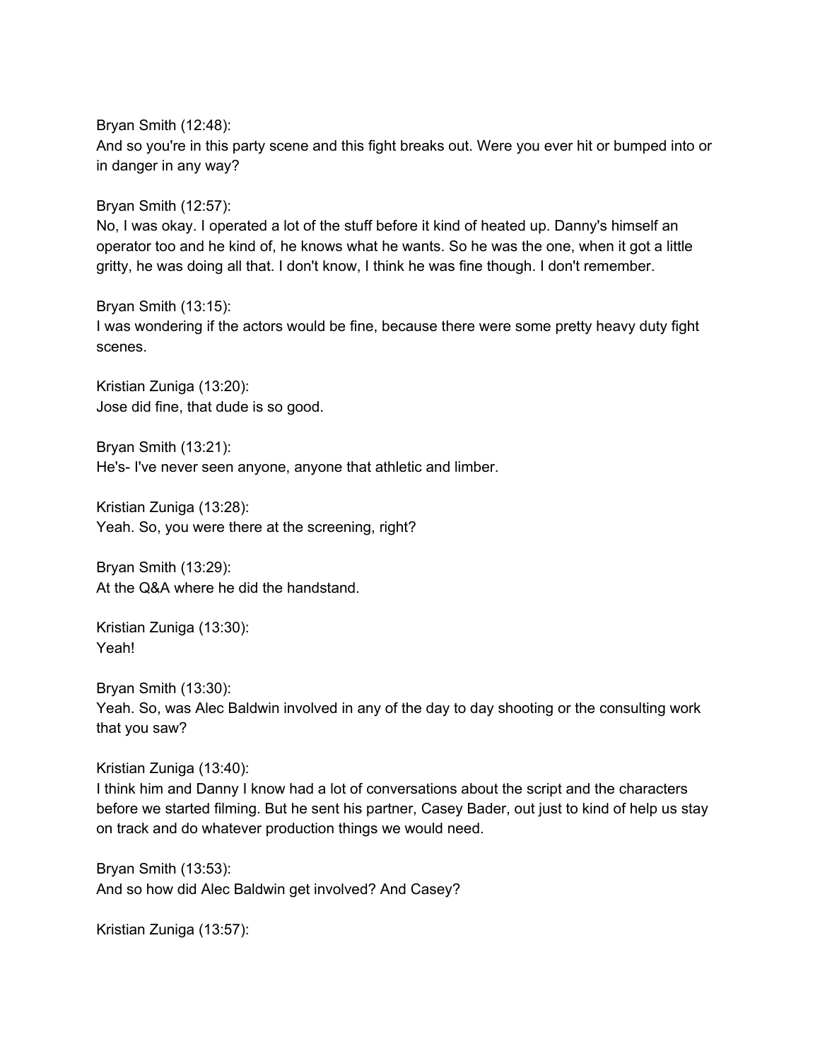Bryan Smith (12:48):
And so you're in this party scene and this fight breaks out. Were you ever hit or bumped into or in danger in any way?

Bryan Smith (12:57):
No, I was okay. I operated a lot of the stuff before it kind of heated up. Danny's himself an operator too and he kind of, he knows what he wants. So he was the one, when it got a little gritty, he was doing all that. I don't know, I think he was fine though. I don't remember.

Bryan Smith (13:15):
I was wondering if the actors would be fine, because there were some pretty heavy duty fight scenes.

Kristian Zuniga (13:20):
Jose did fine, that dude is so good.

Bryan Smith (13:21):
He's- I've never seen anyone, anyone that athletic and limber.

Kristian Zuniga (13:28):
Yeah. So, you were there at the screening, right?

Bryan Smith (13:29):
At the Q&A where he did the handstand.

Kristian Zuniga (13:30):
Yeah!

Bryan Smith (13:30):
Yeah. So, was Alec Baldwin involved in any of the day to day shooting or the consulting work that you saw?

Kristian Zuniga (13:40):
I think him and Danny I know had a lot of conversations about the script and the characters before we started filming. But he sent his partner, Casey Bader, out just to kind of help us stay on track and do whatever production things we would need.

Bryan Smith (13:53):
And so how did Alec Baldwin get involved? And Casey?

Kristian Zuniga (13:57):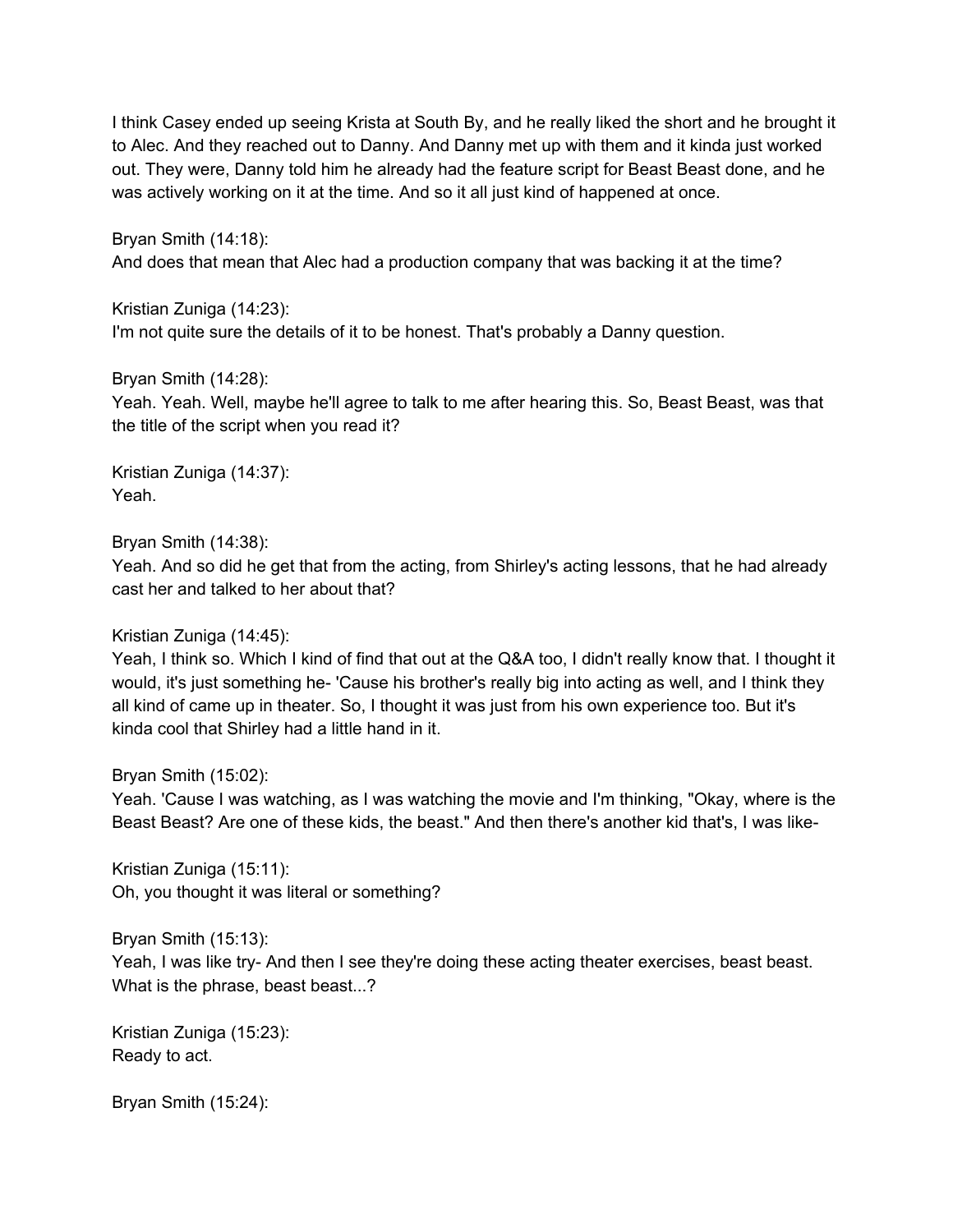I think Casey ended up seeing Krista at South By, and he really liked the short and he brought it to Alec. And they reached out to Danny. And Danny met up with them and it kinda just worked out. They were, Danny told him he already had the feature script for Beast Beast done, and he was actively working on it at the time. And so it all just kind of happened at once.

Bryan Smith (14:18):
And does that mean that Alec had a production company that was backing it at the time?

Kristian Zuniga (14:23):
I'm not quite sure the details of it to be honest. That's probably a Danny question.

Bryan Smith (14:28):
Yeah. Yeah. Well, maybe he'll agree to talk to me after hearing this. So, Beast Beast, was that the title of the script when you read it?

Kristian Zuniga (14:37):
Yeah.

Bryan Smith (14:38):
Yeah. And so did he get that from the acting, from Shirley's acting lessons, that he had already cast her and talked to her about that?

Kristian Zuniga (14:45):
Yeah, I think so. Which I kind of find that out at the Q&A too, I didn't really know that. I thought it would, it's just something he- 'Cause his brother's really big into acting as well, and I think they all kind of came up in theater. So, I thought it was just from his own experience too. But it's kinda cool that Shirley had a little hand in it.

Bryan Smith (15:02):
Yeah. 'Cause I was watching, as I was watching the movie and I'm thinking, "Okay, where is the Beast Beast? Are one of these kids, the beast." And then there's another kid that's, I was like-

Kristian Zuniga (15:11):
Oh, you thought it was literal or something?

Bryan Smith (15:13):
Yeah, I was like try- And then I see they're doing these acting theater exercises, beast beast. What is the phrase, beast beast...?

Kristian Zuniga (15:23):
Ready to act.

Bryan Smith (15:24):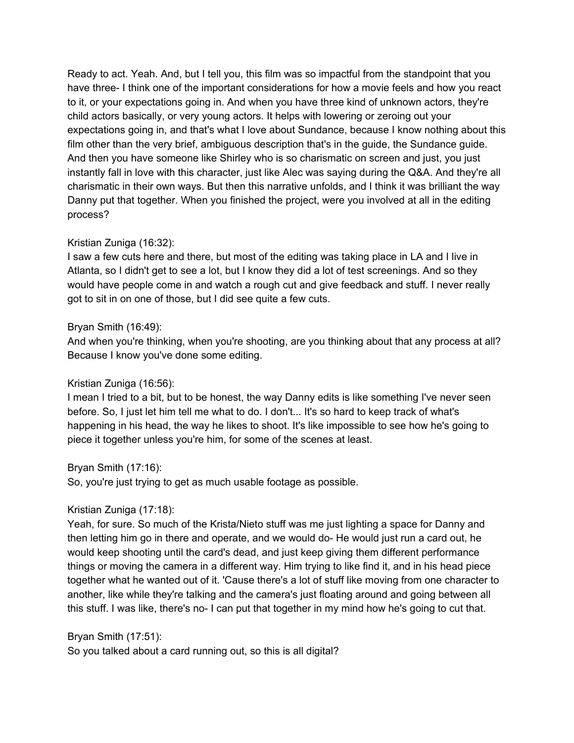Ready to act. Yeah. And, but I tell you, this film was so impactful from the standpoint that you have three- I think one of the important considerations for how a movie feels and how you react to it, or your expectations going in. And when you have three kind of unknown actors, they're child actors basically, or very young actors. It helps with lowering or zeroing out your expectations going in, and that's what I love about Sundance, because I know nothing about this film other than the very brief, ambiguous description that's in the guide, the Sundance guide. And then you have someone like Shirley who is so charismatic on screen and just, you just instantly fall in love with this character, just like Alec was saying during the Q&A. And they're all charismatic in their own ways. But then this narrative unfolds, and I think it was brilliant the way Danny put that together. When you finished the project, were you involved at all in the editing process?

Kristian Zuniga (16:32):
I saw a few cuts here and there, but most of the editing was taking place in LA and I live in Atlanta, so I didn't get to see a lot, but I know they did a lot of test screenings. And so they would have people come in and watch a rough cut and give feedback and stuff. I never really got to sit in on one of those, but I did see quite a few cuts.

Bryan Smith (16:49):
And when you're thinking, when you're shooting, are you thinking about that any process at all? Because I know you've done some editing.

Kristian Zuniga (16:56):
I mean I tried to a bit, but to be honest, the way Danny edits is like something I've never seen before. So, I just let him tell me what to do. I don't... It's so hard to keep track of what's happening in his head, the way he likes to shoot. It's like impossible to see how he's going to piece it together unless you're him, for some of the scenes at least.

Bryan Smith (17:16):
So, you're just trying to get as much usable footage as possible.

Kristian Zuniga (17:18):
Yeah, for sure. So much of the Krista/Nieto stuff was me just lighting a space for Danny and then letting him go in there and operate, and we would do- He would just run a card out, he would keep shooting until the card's dead, and just keep giving them different performance things or moving the camera in a different way. Him trying to like find it, and in his head piece together what he wanted out of it. 'Cause there's a lot of stuff like moving from one character to another, like while they're talking and the camera's just floating around and going between all this stuff. I was like, there's no- I can put that together in my mind how he's going to cut that.

Bryan Smith (17:51):
So you talked about a card running out, so this is all digital?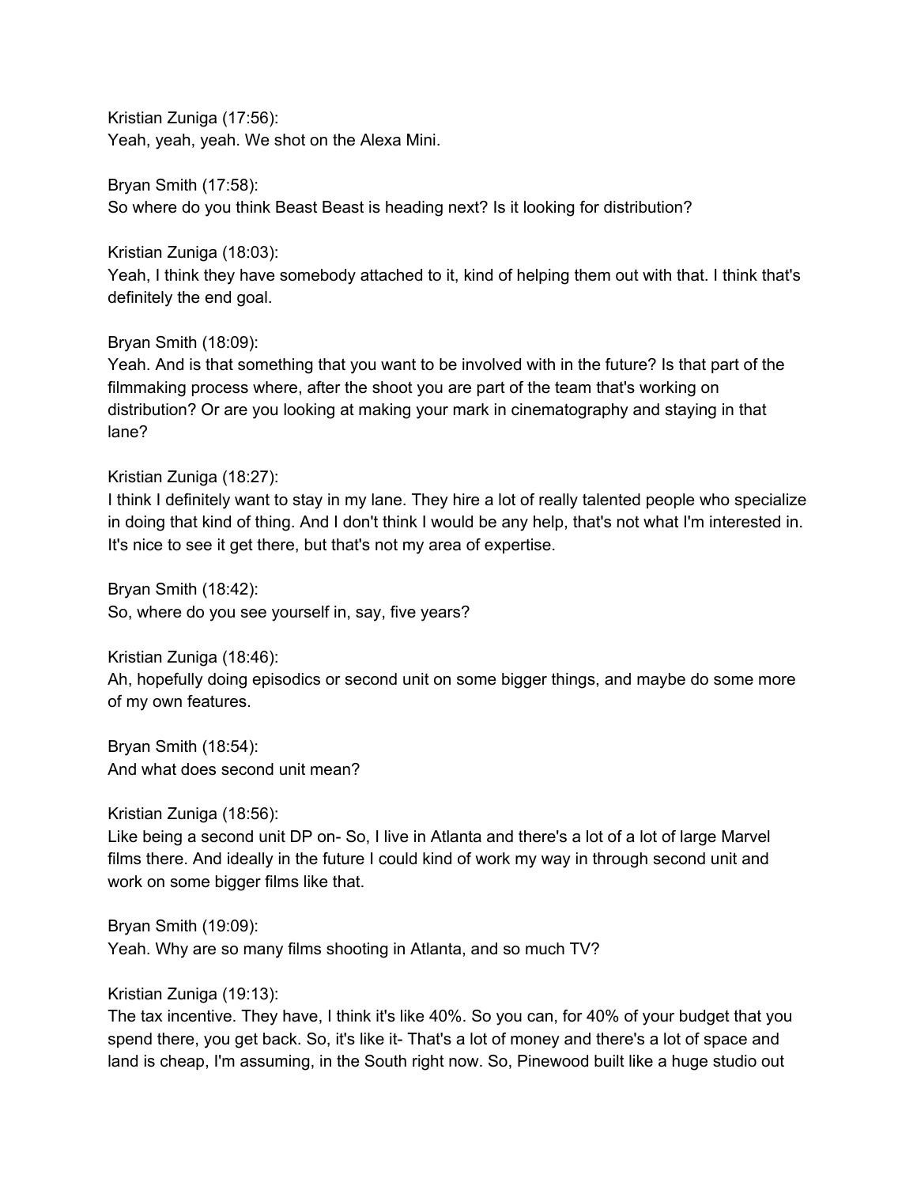Kristian Zuniga (17:56):
Yeah, yeah, yeah. We shot on the Alexa Mini.

Bryan Smith (17:58):
So where do you think Beast Beast is heading next? Is it looking for distribution?

Kristian Zuniga (18:03):
Yeah, I think they have somebody attached to it, kind of helping them out with that. I think that's definitely the end goal.

Bryan Smith (18:09):
Yeah. And is that something that you want to be involved with in the future? Is that part of the filmmaking process where, after the shoot you are part of the team that's working on distribution? Or are you looking at making your mark in cinematography and staying in that lane?

Kristian Zuniga (18:27):
I think I definitely want to stay in my lane. They hire a lot of really talented people who specialize in doing that kind of thing. And I don't think I would be any help, that's not what I'm interested in. It's nice to see it get there, but that's not my area of expertise.

Bryan Smith (18:42):
So, where do you see yourself in, say, five years?

Kristian Zuniga (18:46):
Ah, hopefully doing episodics or second unit on some bigger things, and maybe do some more of my own features.

Bryan Smith (18:54):
And what does second unit mean?

Kristian Zuniga (18:56):
Like being a second unit DP on- So, I live in Atlanta and there's a lot of a lot of large Marvel films there. And ideally in the future I could kind of work my way in through second unit and work on some bigger films like that.

Bryan Smith (19:09):
Yeah. Why are so many films shooting in Atlanta, and so much TV?

Kristian Zuniga (19:13):
The tax incentive. They have, I think it's like 40%. So you can, for 40% of your budget that you spend there, you get back. So, it's like it- That's a lot of money and there's a lot of space and land is cheap, I'm assuming, in the South right now. So, Pinewood built like a huge studio out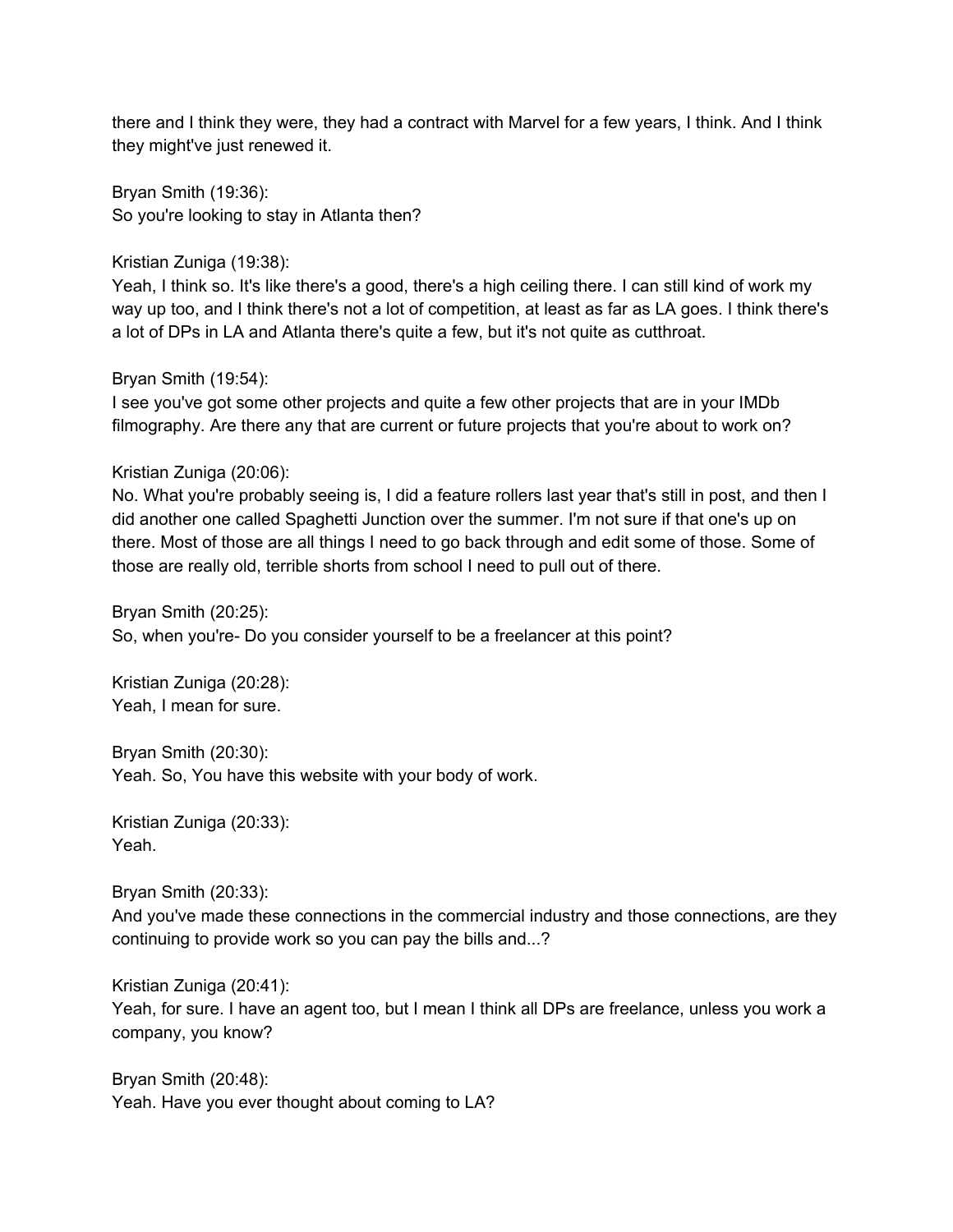there and I think they were, they had a contract with Marvel for a few years, I think. And I think they might've just renewed it.

Bryan Smith (19:36):
So you're looking to stay in Atlanta then?

Kristian Zuniga (19:38):
Yeah, I think so. It's like there's a good, there's a high ceiling there. I can still kind of work my way up too, and I think there's not a lot of competition, at least as far as LA goes. I think there's a lot of DPs in LA and Atlanta there's quite a few, but it's not quite as cutthroat.

Bryan Smith (19:54):
I see you've got some other projects and quite a few other projects that are in your IMDb filmography. Are there any that are current or future projects that you're about to work on?

Kristian Zuniga (20:06):
No. What you're probably seeing is, I did a feature rollers last year that's still in post, and then I did another one called Spaghetti Junction over the summer. I'm not sure if that one's up on there. Most of those are all things I need to go back through and edit some of those. Some of those are really old, terrible shorts from school I need to pull out of there.

Bryan Smith (20:25):
So, when you're- Do you consider yourself to be a freelancer at this point?

Kristian Zuniga (20:28):
Yeah, I mean for sure.

Bryan Smith (20:30):
Yeah. So, You have this website with your body of work.

Kristian Zuniga (20:33):
Yeah.

Bryan Smith (20:33):
And you've made these connections in the commercial industry and those connections, are they continuing to provide work so you can pay the bills and...?

Kristian Zuniga (20:41):
Yeah, for sure. I have an agent too, but I mean I think all DPs are freelance, unless you work a company, you know?

Bryan Smith (20:48):
Yeah. Have you ever thought about coming to LA?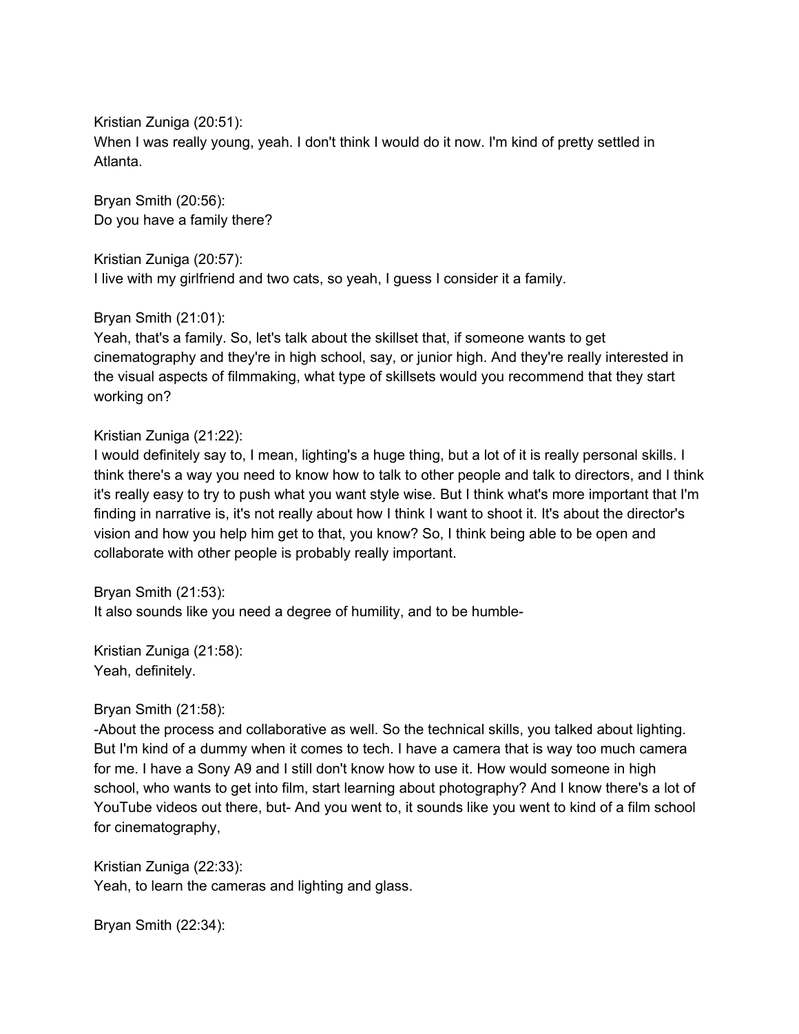Kristian Zuniga (20:51):
When I was really young, yeah. I don't think I would do it now. I'm kind of pretty settled in Atlanta.

Bryan Smith (20:56):
Do you have a family there?

Kristian Zuniga (20:57):
I live with my girlfriend and two cats, so yeah, I guess I consider it a family.

Bryan Smith (21:01):
Yeah, that's a family. So, let's talk about the skillset that, if someone wants to get cinematography and they're in high school, say, or junior high. And they're really interested in the visual aspects of filmmaking, what type of skillsets would you recommend that they start working on?

Kristian Zuniga (21:22):
I would definitely say to, I mean, lighting's a huge thing, but a lot of it is really personal skills. I think there's a way you need to know how to talk to other people and talk to directors, and I think it's really easy to try to push what you want style wise. But I think what's more important that I'm finding in narrative is, it's not really about how I think I want to shoot it. It's about the director's vision and how you help him get to that, you know? So, I think being able to be open and collaborate with other people is probably really important.

Bryan Smith (21:53):
It also sounds like you need a degree of humility, and to be humble-

Kristian Zuniga (21:58):
Yeah, definitely.

Bryan Smith (21:58):
-About the process and collaborative as well. So the technical skills, you talked about lighting. But I'm kind of a dummy when it comes to tech. I have a camera that is way too much camera for me. I have a Sony A9 and I still don't know how to use it. How would someone in high school, who wants to get into film, start learning about photography? And I know there's a lot of YouTube videos out there, but- And you went to, it sounds like you went to kind of a film school for cinematography,

Kristian Zuniga (22:33):
Yeah, to learn the cameras and lighting and glass.

Bryan Smith (22:34):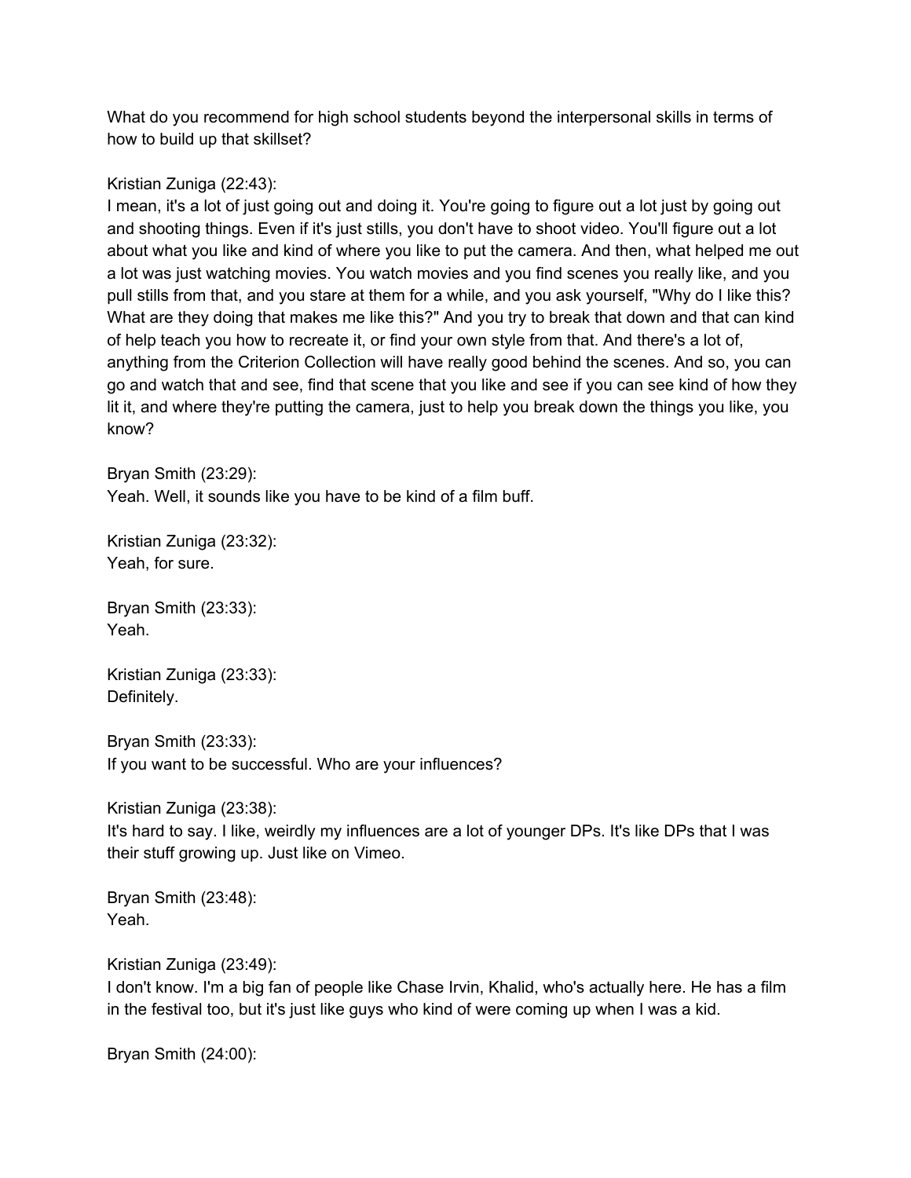What do you recommend for high school students beyond the interpersonal skills in terms of how to build up that skillset?

Kristian Zuniga (22:43):
I mean, it's a lot of just going out and doing it. You're going to figure out a lot just by going out and shooting things. Even if it's just stills, you don't have to shoot video. You'll figure out a lot about what you like and kind of where you like to put the camera. And then, what helped me out a lot was just watching movies. You watch movies and you find scenes you really like, and you pull stills from that, and you stare at them for a while, and you ask yourself, "Why do I like this? What are they doing that makes me like this?" And you try to break that down and that can kind of help teach you how to recreate it, or find your own style from that. And there's a lot of, anything from the Criterion Collection will have really good behind the scenes. And so, you can go and watch that and see, find that scene that you like and see if you can see kind of how they lit it, and where they're putting the camera, just to help you break down the things you like, you know?

Bryan Smith (23:29):
Yeah. Well, it sounds like you have to be kind of a film buff.

Kristian Zuniga (23:32):
Yeah, for sure.

Bryan Smith (23:33):
Yeah.

Kristian Zuniga (23:33):
Definitely.

Bryan Smith (23:33):
If you want to be successful. Who are your influences?

Kristian Zuniga (23:38):
It's hard to say. I like, weirdly my influences are a lot of younger DPs. It's like DPs that I was their stuff growing up. Just like on Vimeo.

Bryan Smith (23:48):
Yeah.

Kristian Zuniga (23:49):
I don't know. I'm a big fan of people like Chase Irvin, Khalid, who's actually here. He has a film in the festival too, but it's just like guys who kind of were coming up when I was a kid.

Bryan Smith (24:00):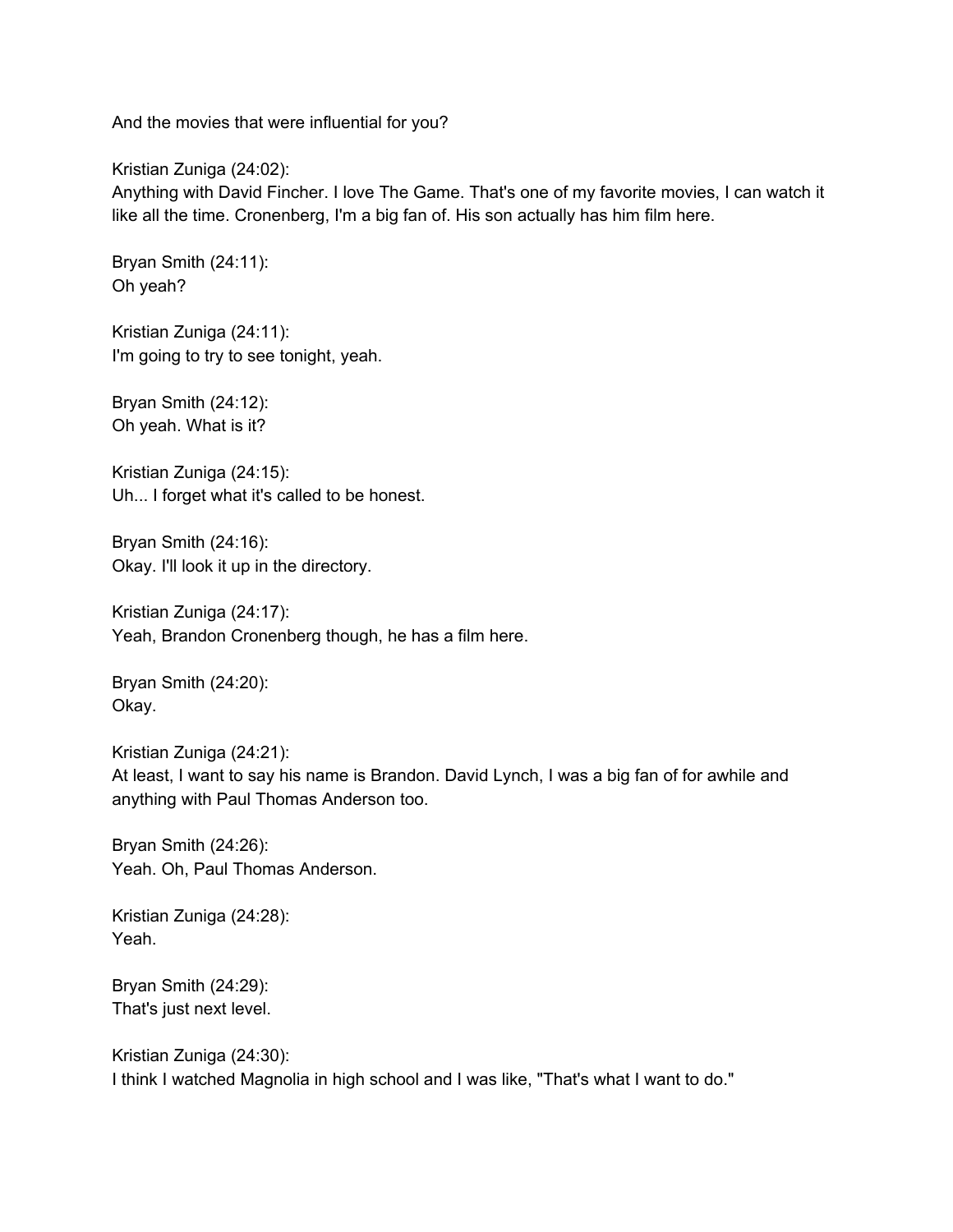And the movies that were influential for you?

Kristian Zuniga (24:02):
Anything with David Fincher. I love The Game. That's one of my favorite movies, I can watch it like all the time. Cronenberg, I'm a big fan of. His son actually has him film here.

Bryan Smith (24:11):
Oh yeah?

Kristian Zuniga (24:11):
I'm going to try to see tonight, yeah.

Bryan Smith (24:12):
Oh yeah. What is it?

Kristian Zuniga (24:15):
Uh... I forget what it's called to be honest.

Bryan Smith (24:16):
Okay. I'll look it up in the directory.

Kristian Zuniga (24:17):
Yeah, Brandon Cronenberg though, he has a film here.

Bryan Smith (24:20):
Okay.

Kristian Zuniga (24:21):
At least, I want to say his name is Brandon. David Lynch, I was a big fan of for awhile and anything with Paul Thomas Anderson too.

Bryan Smith (24:26):
Yeah. Oh, Paul Thomas Anderson.

Kristian Zuniga (24:28):
Yeah.

Bryan Smith (24:29):
That's just next level.

Kristian Zuniga (24:30):
I think I watched Magnolia in high school and I was like, "That's what I want to do."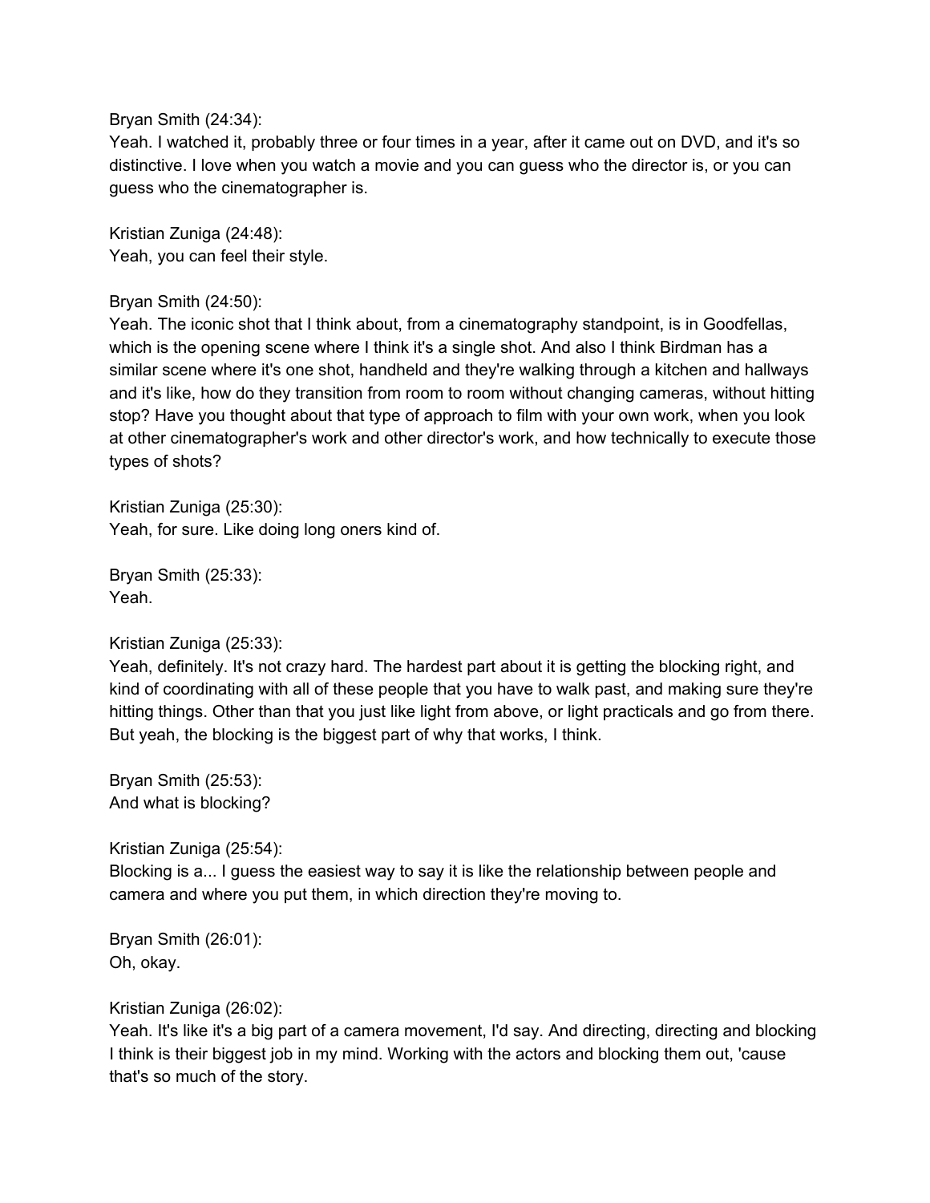Bryan Smith (24:34):
Yeah. I watched it, probably three or four times in a year, after it came out on DVD, and it's so distinctive. I love when you watch a movie and you can guess who the director is, or you can guess who the cinematographer is.

Kristian Zuniga (24:48):
Yeah, you can feel their style.

Bryan Smith (24:50):
Yeah. The iconic shot that I think about, from a cinematography standpoint, is in Goodfellas, which is the opening scene where I think it's a single shot. And also I think Birdman has a similar scene where it's one shot, handheld and they're walking through a kitchen and hallways and it's like, how do they transition from room to room without changing cameras, without hitting stop? Have you thought about that type of approach to film with your own work, when you look at other cinematographer's work and other director's work, and how technically to execute those types of shots?

Kristian Zuniga (25:30):
Yeah, for sure. Like doing long oners kind of.

Bryan Smith (25:33):
Yeah.

Kristian Zuniga (25:33):
Yeah, definitely. It's not crazy hard. The hardest part about it is getting the blocking right, and kind of coordinating with all of these people that you have to walk past, and making sure they're hitting things. Other than that you just like light from above, or light practicals and go from there. But yeah, the blocking is the biggest part of why that works, I think.

Bryan Smith (25:53):
And what is blocking?

Kristian Zuniga (25:54):
Blocking is a... I guess the easiest way to say it is like the relationship between people and camera and where you put them, in which direction they're moving to.

Bryan Smith (26:01):
Oh, okay.

Kristian Zuniga (26:02):
Yeah. It's like it's a big part of a camera movement, I'd say. And directing, directing and blocking I think is their biggest job in my mind. Working with the actors and blocking them out, 'cause that's so much of the story.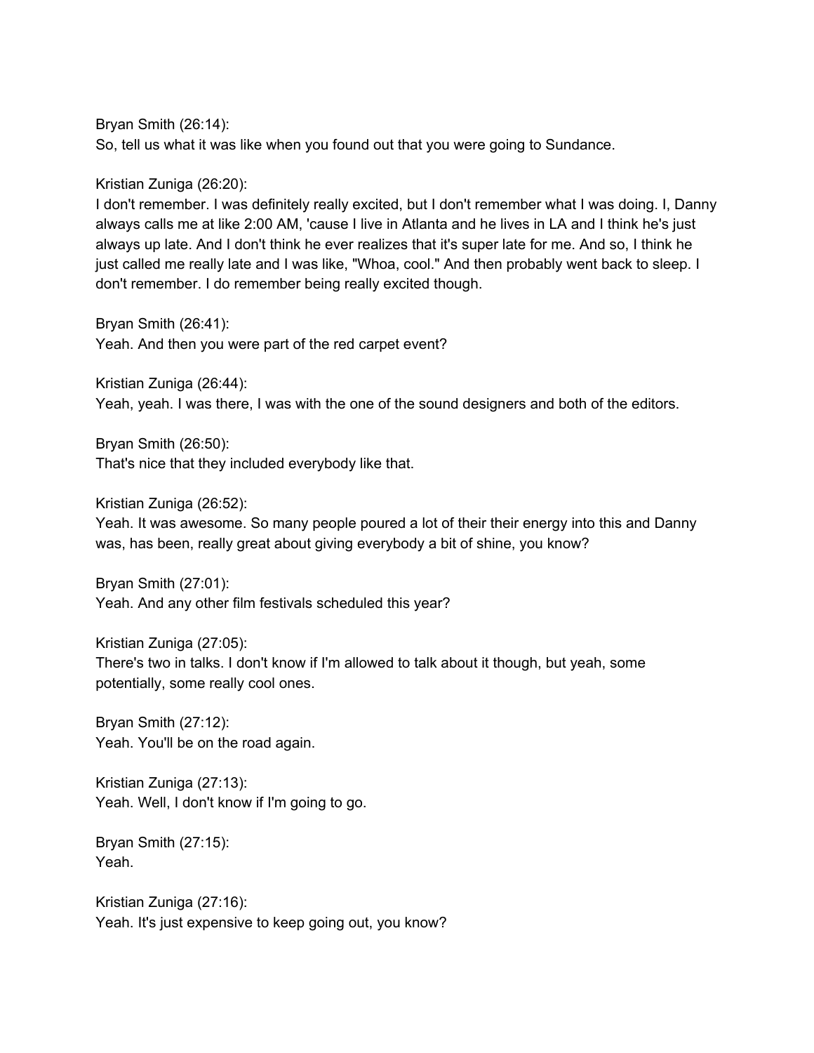Bryan Smith (26:14):
So, tell us what it was like when you found out that you were going to Sundance.

Kristian Zuniga (26:20):
I don't remember. I was definitely really excited, but I don't remember what I was doing. I, Danny always calls me at like 2:00 AM, 'cause I live in Atlanta and he lives in LA and I think he's just always up late. And I don't think he ever realizes that it's super late for me. And so, I think he just called me really late and I was like, "Whoa, cool." And then probably went back to sleep. I don't remember. I do remember being really excited though.

Bryan Smith (26:41):
Yeah. And then you were part of the red carpet event?

Kristian Zuniga (26:44):
Yeah, yeah. I was there, I was with the one of the sound designers and both of the editors.

Bryan Smith (26:50):
That's nice that they included everybody like that.

Kristian Zuniga (26:52):
Yeah. It was awesome. So many people poured a lot of their their energy into this and Danny was, has been, really great about giving everybody a bit of shine, you know?

Bryan Smith (27:01):
Yeah. And any other film festivals scheduled this year?

Kristian Zuniga (27:05):
There's two in talks. I don't know if I'm allowed to talk about it though, but yeah, some potentially, some really cool ones.

Bryan Smith (27:12):
Yeah. You'll be on the road again.

Kristian Zuniga (27:13):
Yeah. Well, I don't know if I'm going to go.

Bryan Smith (27:15):
Yeah.

Kristian Zuniga (27:16):
Yeah. It's just expensive to keep going out, you know?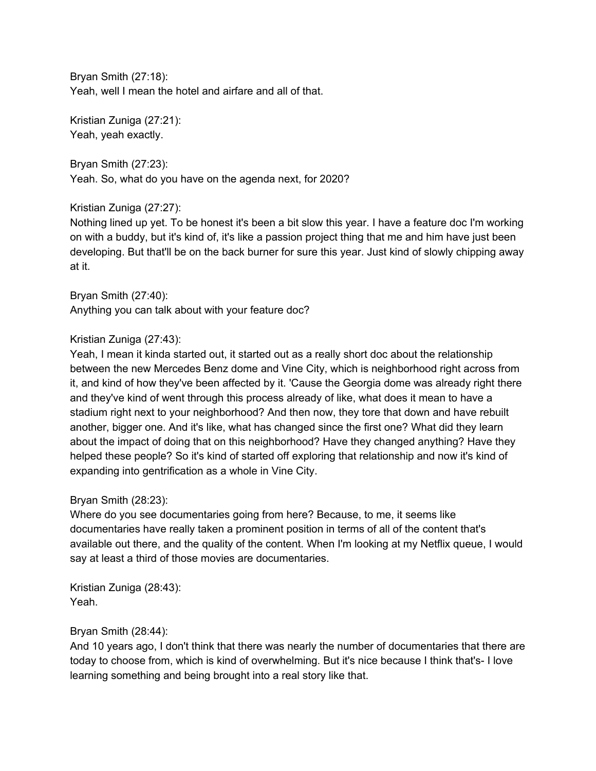Bryan Smith (27:18):
Yeah, well I mean the hotel and airfare and all of that.

Kristian Zuniga (27:21):
Yeah, yeah exactly.

Bryan Smith (27:23):
Yeah. So, what do you have on the agenda next, for 2020?

Kristian Zuniga (27:27):
Nothing lined up yet. To be honest it's been a bit slow this year. I have a feature doc I'm working on with a buddy, but it's kind of, it's like a passion project thing that me and him have just been developing. But that'll be on the back burner for sure this year. Just kind of slowly chipping away at it.

Bryan Smith (27:40):
Anything you can talk about with your feature doc?

Kristian Zuniga (27:43):
Yeah, I mean it kinda started out, it started out as a really short doc about the relationship between the new Mercedes Benz dome and Vine City, which is neighborhood right across from it, and kind of how they've been affected by it. 'Cause the Georgia dome was already right there and they've kind of went through this process already of like, what does it mean to have a stadium right next to your neighborhood? And then now, they tore that down and have rebuilt another, bigger one. And it's like, what has changed since the first one? What did they learn about the impact of doing that on this neighborhood? Have they changed anything? Have they helped these people? So it's kind of started off exploring that relationship and now it's kind of expanding into gentrification as a whole in Vine City.

Bryan Smith (28:23):
Where do you see documentaries going from here? Because, to me, it seems like documentaries have really taken a prominent position in terms of all of the content that's available out there, and the quality of the content. When I'm looking at my Netflix queue, I would say at least a third of those movies are documentaries.

Kristian Zuniga (28:43):
Yeah.

Bryan Smith (28:44):
And 10 years ago, I don't think that there was nearly the number of documentaries that there are today to choose from, which is kind of overwhelming. But it's nice because I think that's- I love learning something and being brought into a real story like that.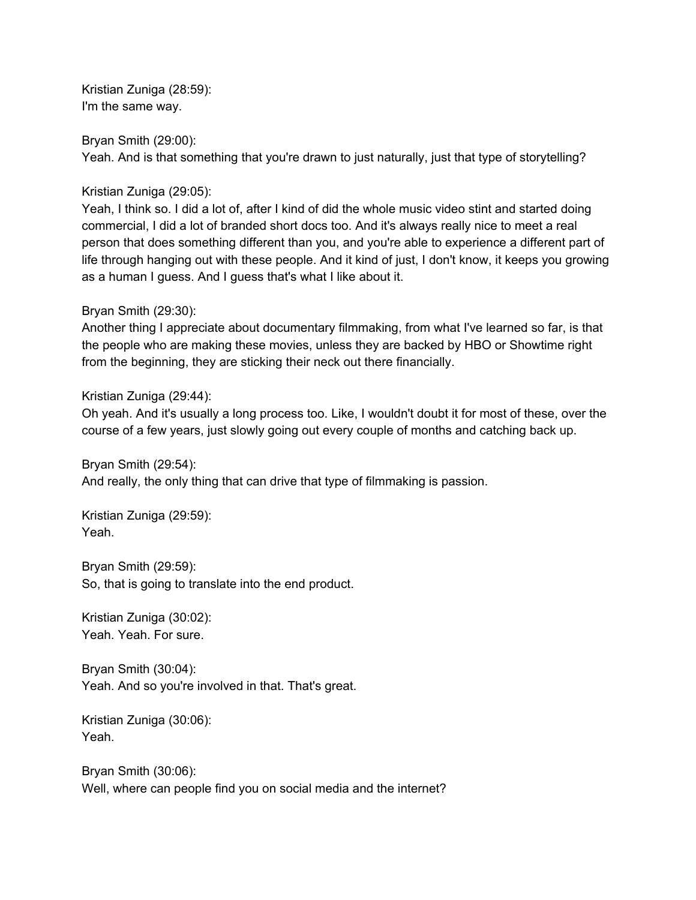Kristian Zuniga (28:59):
I'm the same way.

Bryan Smith (29:00):
Yeah. And is that something that you're drawn to just naturally, just that type of storytelling?

Kristian Zuniga (29:05):
Yeah, I think so. I did a lot of, after I kind of did the whole music video stint and started doing commercial, I did a lot of branded short docs too. And it's always really nice to meet a real person that does something different than you, and you're able to experience a different part of life through hanging out with these people. And it kind of just, I don't know, it keeps you growing as a human I guess. And I guess that's what I like about it.

Bryan Smith (29:30):
Another thing I appreciate about documentary filmmaking, from what I've learned so far, is that the people who are making these movies, unless they are backed by HBO or Showtime right from the beginning, they are sticking their neck out there financially.

Kristian Zuniga (29:44):
Oh yeah. And it's usually a long process too. Like, I wouldn't doubt it for most of these, over the course of a few years, just slowly going out every couple of months and catching back up.

Bryan Smith (29:54):
And really, the only thing that can drive that type of filmmaking is passion.

Kristian Zuniga (29:59):
Yeah.

Bryan Smith (29:59):
So, that is going to translate into the end product.

Kristian Zuniga (30:02):
Yeah. Yeah. For sure.

Bryan Smith (30:04):
Yeah. And so you're involved in that. That's great.

Kristian Zuniga (30:06):
Yeah.

Bryan Smith (30:06):
Well, where can people find you on social media and the internet?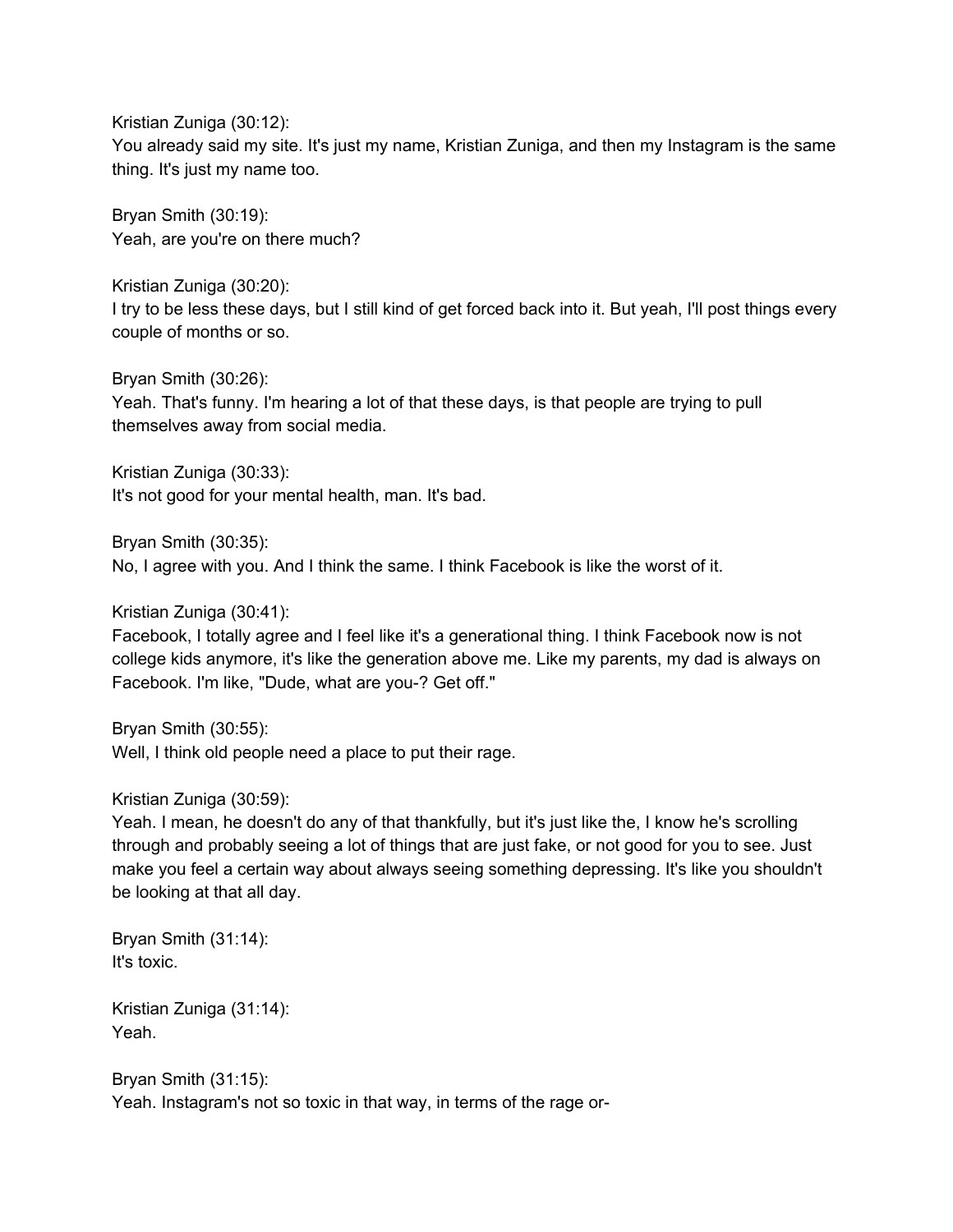Kristian Zuniga (30:12):
You already said my site. It's just my name, Kristian Zuniga, and then my Instagram is the same thing. It's just my name too.

Bryan Smith (30:19):
Yeah, are you're on there much?

Kristian Zuniga (30:20):
I try to be less these days, but I still kind of get forced back into it. But yeah, I'll post things every couple of months or so.

Bryan Smith (30:26):
Yeah. That's funny. I'm hearing a lot of that these days, is that people are trying to pull themselves away from social media.

Kristian Zuniga (30:33):
It's not good for your mental health, man. It's bad.

Bryan Smith (30:35):
No, I agree with you. And I think the same. I think Facebook is like the worst of it.

Kristian Zuniga (30:41):
Facebook, I totally agree and I feel like it's a generational thing. I think Facebook now is not college kids anymore, it's like the generation above me. Like my parents, my dad is always on Facebook. I'm like, "Dude, what are you-? Get off."

Bryan Smith (30:55):
Well, I think old people need a place to put their rage.

Kristian Zuniga (30:59):
Yeah. I mean, he doesn't do any of that thankfully, but it's just like the, I know he's scrolling through and probably seeing a lot of things that are just fake, or not good for you to see. Just make you feel a certain way about always seeing something depressing. It's like you shouldn't be looking at that all day.

Bryan Smith (31:14):
It's toxic.

Kristian Zuniga (31:14):
Yeah.

Bryan Smith (31:15):
Yeah. Instagram's not so toxic in that way, in terms of the rage or-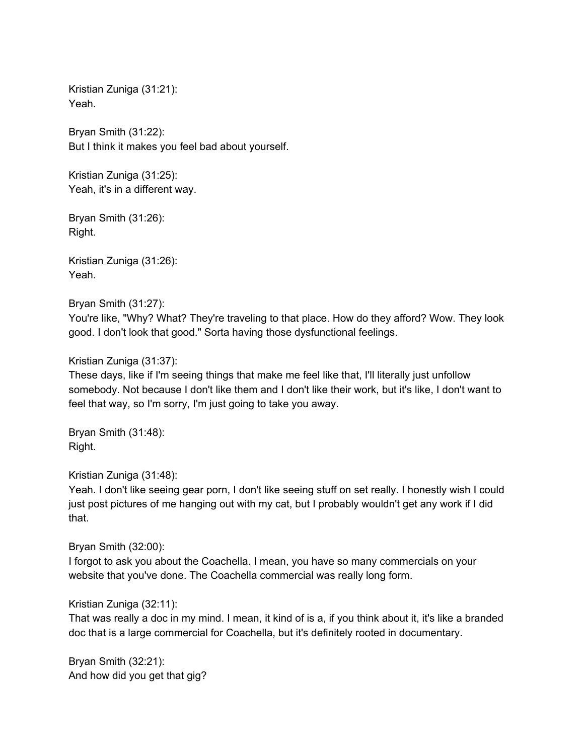Kristian Zuniga (31:21):
Yeah.

Bryan Smith (31:22):
But I think it makes you feel bad about yourself.

Kristian Zuniga (31:25):
Yeah, it's in a different way.

Bryan Smith (31:26):
Right.

Kristian Zuniga (31:26):
Yeah.

Bryan Smith (31:27):
You're like, "Why? What? They're traveling to that place. How do they afford? Wow. They look good. I don't look that good." Sorta having those dysfunctional feelings.

Kristian Zuniga (31:37):
These days, like if I'm seeing things that make me feel like that, I'll literally just unfollow somebody. Not because I don't like them and I don't like their work, but it's like, I don't want to feel that way, so I'm sorry, I'm just going to take you away.

Bryan Smith (31:48):
Right.

Kristian Zuniga (31:48):
Yeah. I don't like seeing gear porn, I don't like seeing stuff on set really. I honestly wish I could just post pictures of me hanging out with my cat, but I probably wouldn't get any work if I did that.

Bryan Smith (32:00):
I forgot to ask you about the Coachella. I mean, you have so many commercials on your website that you've done. The Coachella commercial was really long form.

Kristian Zuniga (32:11):
That was really a doc in my mind. I mean, it kind of is a, if you think about it, it's like a branded doc that is a large commercial for Coachella, but it's definitely rooted in documentary.

Bryan Smith (32:21):
And how did you get that gig?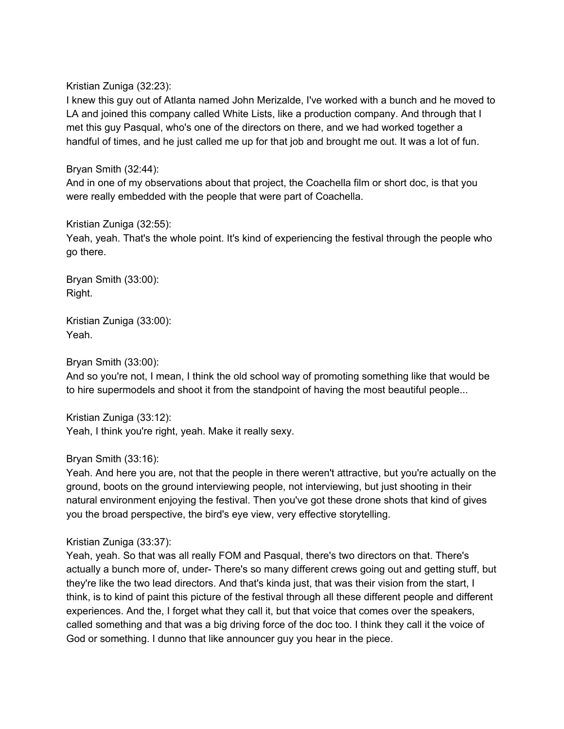Kristian Zuniga (32:23):
I knew this guy out of Atlanta named John Merizalde, I've worked with a bunch and he moved to LA and joined this company called White Lists, like a production company. And through that I met this guy Pasqual, who's one of the directors on there, and we had worked together a handful of times, and he just called me up for that job and brought me out. It was a lot of fun.

Bryan Smith (32:44):
And in one of my observations about that project, the Coachella film or short doc, is that you were really embedded with the people that were part of Coachella.

Kristian Zuniga (32:55):
Yeah, yeah. That's the whole point. It's kind of experiencing the festival through the people who go there.

Bryan Smith (33:00):
Right.

Kristian Zuniga (33:00):
Yeah.

Bryan Smith (33:00):
And so you're not, I mean, I think the old school way of promoting something like that would be to hire supermodels and shoot it from the standpoint of having the most beautiful people...

Kristian Zuniga (33:12):
Yeah, I think you're right, yeah. Make it really sexy.

Bryan Smith (33:16):
Yeah. And here you are, not that the people in there weren't attractive, but you're actually on the ground, boots on the ground interviewing people, not interviewing, but just shooting in their natural environment enjoying the festival. Then you've got these drone shots that kind of gives you the broad perspective, the bird's eye view, very effective storytelling.

Kristian Zuniga (33:37):
Yeah, yeah. So that was all really FOM and Pasqual, there's two directors on that. There's actually a bunch more of, under- There's so many different crews going out and getting stuff, but they're like the two lead directors. And that's kinda just, that was their vision from the start, I think, is to kind of paint this picture of the festival through all these different people and different experiences. And the, I forget what they call it, but that voice that comes over the speakers, called something and that was a big driving force of the doc too. I think they call it the voice of God or something. I dunno that like announcer guy you hear in the piece.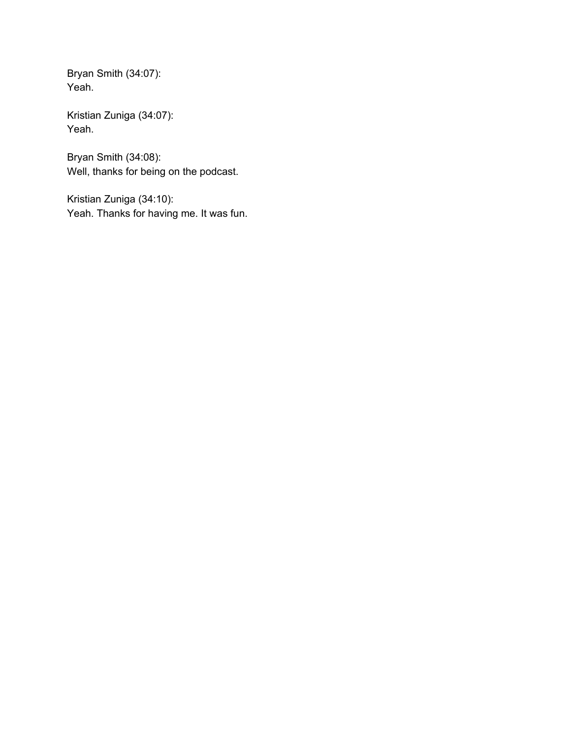Bryan Smith (34:07):
Yeah.

Kristian Zuniga (34:07):
Yeah.

Bryan Smith (34:08):
Well, thanks for being on the podcast.

Kristian Zuniga (34:10):
Yeah. Thanks for having me. It was fun.